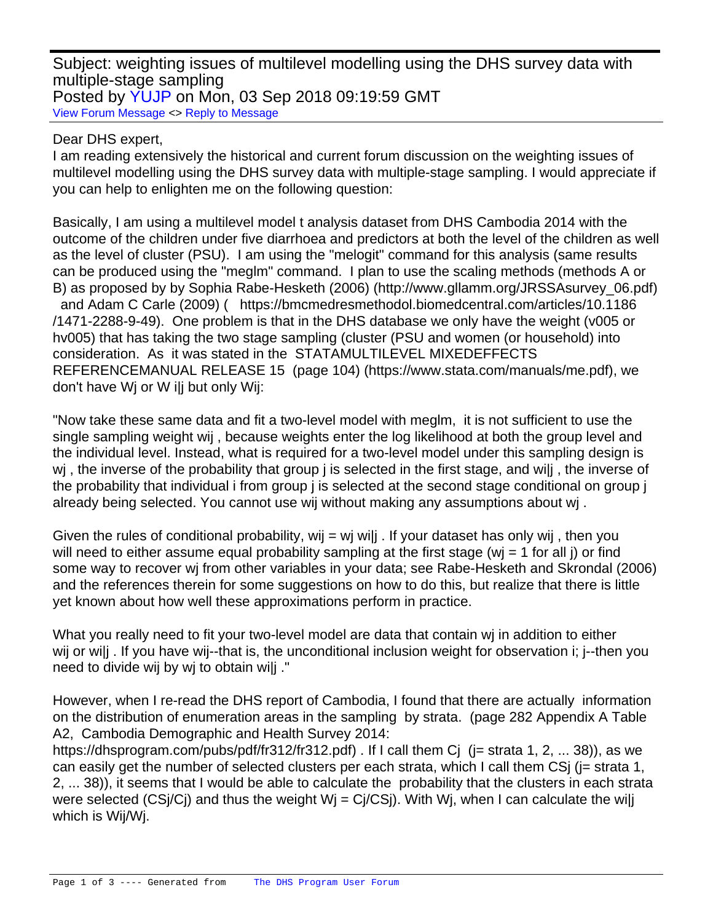Subject: weighting issues of multilevel modelling using the DHS survey data with multiple-stage sampling
Posted by YUJP on Mon, 03 Sep 2018 09:19:59 GMT

View Forum Message <> Reply to Message

Dear DHS expert,

I am reading extensively the historical and current forum discussion on the weighting issues of multilevel modelling using the DHS survey data with multiple-stage sampling. I would appreciate if you can help to enlighten me on the following question:

Basically, I am using a multilevel model t analysis dataset from DHS Cambodia 2014 with the outcome of the children under five diarrhoea and predictors at both the level of the children as well as the level of cluster (PSU). I am using the "melogit" command for this analysis (same results can be produced using the "meglm" command. I plan to use the scaling methods (methods A or B) as proposed by by Sophia Rabe-Hesketh (2006) (http://www.gllamm.org/JRSSAsurvey_06.pdf) and Adam C Carle (2009) ( https://bmcmedresmethodol.biomedcentral.com/articles/10.1186/1471-2288-9-49). One problem is that in the DHS database we only have the weight (v005 or hv005) that has taking the two stage sampling (cluster (PSU and women (or household) into consideration. As it was stated in the STATAMULTILEVEL MIXEDEFFECTS REFERENCEMANUAL RELEASE 15 (page 104) (https://www.stata.com/manuals/me.pdf), we don't have Wj or W i|j but only Wij:

"Now take these same data and fit a two-level model with meglm, it is not sufficient to use the single sampling weight wij , because weights enter the log likelihood at both the group level and the individual level. Instead, what is required for a two-level model under this sampling design is wj , the inverse of the probability that group j is selected in the first stage, and wi|j , the inverse of the probability that individual i from group j is selected at the second stage conditional on group j already being selected. You cannot use wij without making any assumptions about wj .

Given the rules of conditional probability, wij = wj wi|j . If your dataset has only wij , then you will need to either assume equal probability sampling at the first stage (wj = 1 for all j) or find some way to recover wj from other variables in your data; see Rabe-Hesketh and Skrondal (2006) and the references therein for some suggestions on how to do this, but realize that there is little yet known about how well these approximations perform in practice.

What you really need to fit your two-level model are data that contain wj in addition to either wij or wi|j . If you have wij--that is, the unconditional inclusion weight for observation i; j--then you need to divide wij by wj to obtain wi|j ."

However, when I re-read the DHS report of Cambodia, I found that there are actually information on the distribution of enumeration areas in the sampling by strata. (page 282 Appendix A Table A2, Cambodia Demographic and Health Survey 2014: https://dhsprogram.com/pubs/pdf/fr312/fr312.pdf) . If I call them Cj (j= strata 1, 2, ... 38)), as we can easily get the number of selected clusters per each strata, which I call them CSj (j= strata 1, 2, ... 38)), it seems that I would be able to calculate the probability that the clusters in each strata were selected (CSj/Cj) and thus the weight Wj = Cj/CSj). With Wj, when I can calculate the wi|j which is Wij/Wj.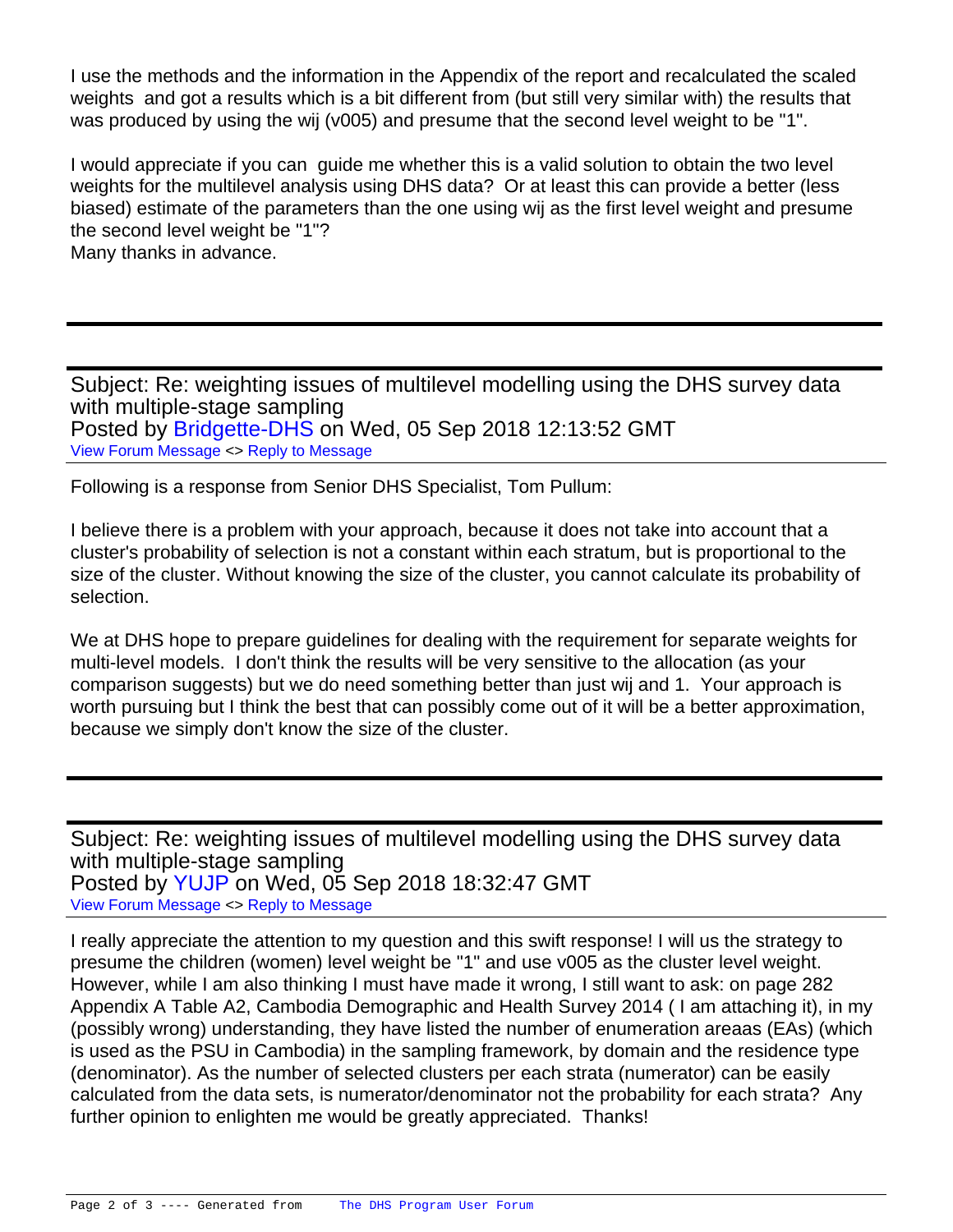I use the methods and the information in the Appendix of the report and recalculated the scaled weights and got a results which is a bit different from (but still very similar with) the results that was produced by using the wij (v005) and presume that the second level weight to be "1".

I would appreciate if you can guide me whether this is a valid solution to obtain the two level weights for the multilevel analysis using DHS data? Or at least this can provide a better (less biased) estimate of the parameters than the one using wij as the first level weight and presume the second level weight be "1"?
Many thanks in advance.

---

Subject: Re: weighting issues of multilevel modelling using the DHS survey data with multiple-stage sampling
Posted by Bridgette-DHS on Wed, 05 Sep 2018 12:13:52 GMT
View Forum Message <> Reply to Message

Following is a response from Senior DHS Specialist, Tom Pullum:

I believe there is a problem with your approach, because it does not take into account that a cluster's probability of selection is not a constant within each stratum, but is proportional to the size of the cluster. Without knowing the size of the cluster, you cannot calculate its probability of selection.

We at DHS hope to prepare guidelines for dealing with the requirement for separate weights for multi-level models. I don't think the results will be very sensitive to the allocation (as your comparison suggests) but we do need something better than just wij and 1. Your approach is worth pursuing but I think the best that can possibly come out of it will be a better approximation, because we simply don't know the size of the cluster.

---

Subject: Re: weighting issues of multilevel modelling using the DHS survey data with multiple-stage sampling
Posted by YUJP on Wed, 05 Sep 2018 18:32:47 GMT
View Forum Message <> Reply to Message

I really appreciate the attention to my question and this swift response! I will us the strategy to presume the children (women) level weight be "1" and use v005 as the cluster level weight. However, while I am also thinking I must have made it wrong, I still want to ask: on page 282 Appendix A Table A2, Cambodia Demographic and Health Survey 2014 ( I am attaching it), in my (possibly wrong) understanding, they have listed the number of enumeration areaas (EAs) (which is used as the PSU in Cambodia) in the sampling framework, by domain and the residence type (denominator). As the number of selected clusters per each strata (numerator) can be easily calculated from the data sets, is numerator/denominator not the probability for each strata? Any further opinion to enlighten me would be greatly appreciated. Thanks!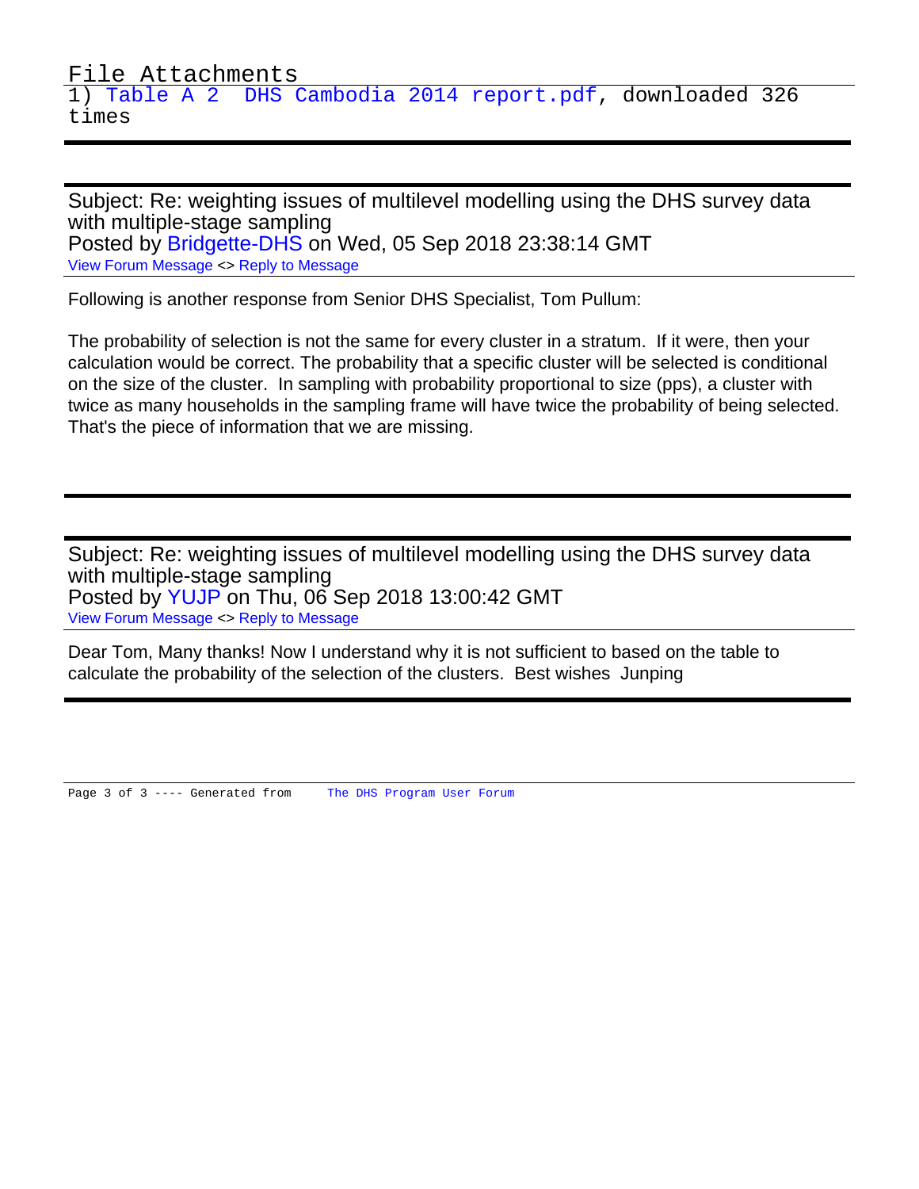File Attachments

1) Table A 2  DHS Cambodia 2014 report.pdf, downloaded 326 times

---

Subject: Re: weighting issues of multilevel modelling using the DHS survey data with multiple-stage sampling
Posted by Bridgette-DHS on Wed, 05 Sep 2018 23:38:14 GMT
View Forum Message <> Reply to Message

Following is another response from Senior DHS Specialist, Tom Pullum:

The probability of selection is not the same for every cluster in a stratum.  If it were, then your calculation would be correct. The probability that a specific cluster will be selected is conditional on the size of the cluster.  In sampling with probability proportional to size (pps), a cluster with twice as many households in the sampling frame will have twice the probability of being selected. That's the piece of information that we are missing.

---

Subject: Re: weighting issues of multilevel modelling using the DHS survey data with multiple-stage sampling
Posted by YUJP on Thu, 06 Sep 2018 13:00:42 GMT
View Forum Message <> Reply to Message

Dear Tom, Many thanks! Now I understand why it is not sufficient to based on the table to calculate the probability of the selection of the clusters.  Best wishes  Junping